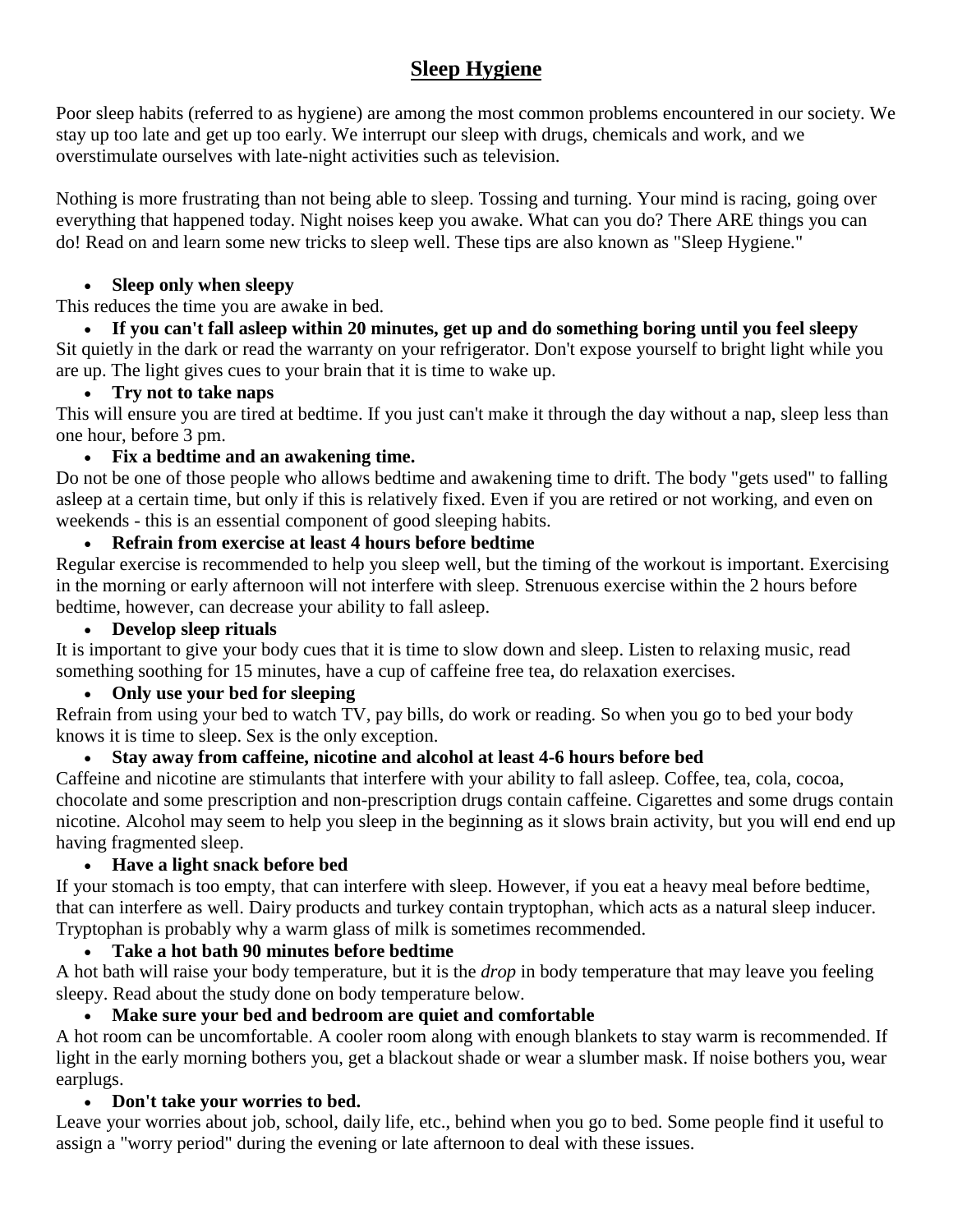# Sleep Hygiene

Poor sleep habits (referred to as hygiene) are among the most common problems encountered in our society. We stay up too late and get up too early. We interrupt our sleep with drugs, chemicals and work, and we overstimulate ourselves with late-night activities such as television.

Nothing is more frustrating than not being able to sleep. Tossing and turning. Your mind is racing, going over everything that happened today. Night noises keep you awake. What can you do? There ARE things you can do! Read on and learn some new tricks to sleep well. These tips are also known as "Sleep Hygiene."

- **Sleep only when sleepy**

This reduces the time you are awake in bed.

- **If you can't fall asleep within 20 minutes, get up and do something boring until you feel sleepy**

Sit quietly in the dark or read the warranty on your refrigerator. Don't expose yourself to bright light while you are up. The light gives cues to your brain that it is time to wake up.

- **Try not to take naps**

This will ensure you are tired at bedtime. If you just can't make it through the day without a nap, sleep less than one hour, before 3 pm.

- **Fix a bedtime and an awakening time.**

Do not be one of those people who allows bedtime and awakening time to drift. The body "gets used" to falling asleep at a certain time, but only if this is relatively fixed. Even if you are retired or not working, and even on weekends - this is an essential component of good sleeping habits.

- **Refrain from exercise at least 4 hours before bedtime**

Regular exercise is recommended to help you sleep well, but the timing of the workout is important. Exercising in the morning or early afternoon will not interfere with sleep. Strenuous exercise within the 2 hours before bedtime, however, can decrease your ability to fall asleep.

- **Develop sleep rituals**

It is important to give your body cues that it is time to slow down and sleep. Listen to relaxing music, read something soothing for 15 minutes, have a cup of caffeine free tea, do relaxation exercises.

- **Only use your bed for sleeping**

Refrain from using your bed to watch TV, pay bills, do work or reading. So when you go to bed your body knows it is time to sleep. Sex is the only exception.

- **Stay away from caffeine, nicotine and alcohol at least 4-6 hours before bed**

Caffeine and nicotine are stimulants that interfere with your ability to fall asleep. Coffee, tea, cola, cocoa, chocolate and some prescription and non-prescription drugs contain caffeine. Cigarettes and some drugs contain nicotine. Alcohol may seem to help you sleep in the beginning as it slows brain activity, but you will end end up having fragmented sleep.

- **Have a light snack before bed**

If your stomach is too empty, that can interfere with sleep. However, if you eat a heavy meal before bedtime, that can interfere as well. Dairy products and turkey contain tryptophan, which acts as a natural sleep inducer. Tryptophan is probably why a warm glass of milk is sometimes recommended.

- **Take a hot bath 90 minutes before bedtime**

A hot bath will raise your body temperature, but it is the *drop* in body temperature that may leave you feeling sleepy. Read about the study done on body temperature below.

- **Make sure your bed and bedroom are quiet and comfortable**

A hot room can be uncomfortable. A cooler room along with enough blankets to stay warm is recommended. If light in the early morning bothers you, get a blackout shade or wear a slumber mask. If noise bothers you, wear earplugs.

- **Don't take your worries to bed.**

Leave your worries about job, school, daily life, etc., behind when you go to bed. Some people find it useful to assign a "worry period" during the evening or late afternoon to deal with these issues.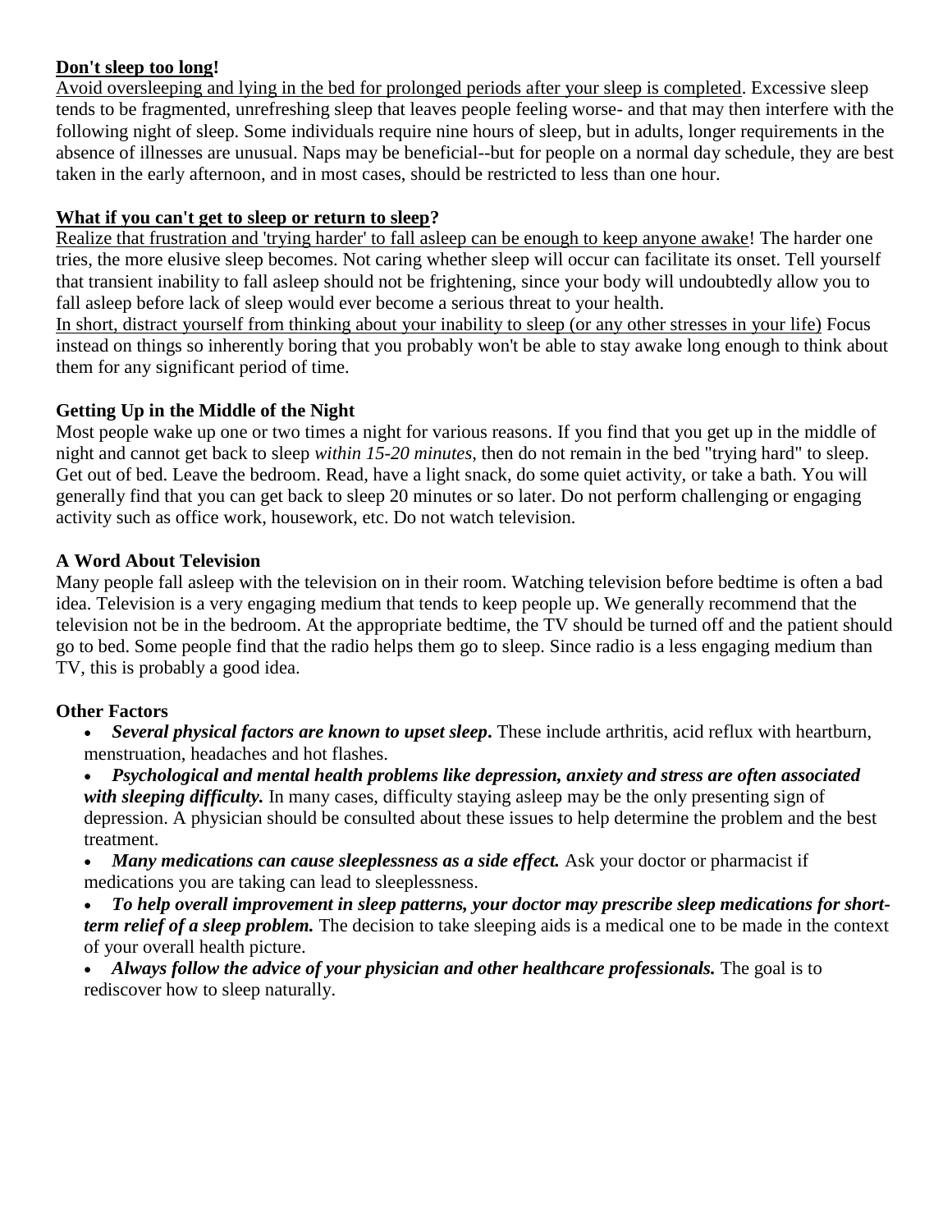**Don't sleep too long!**

Avoid oversleeping and lying in the bed for prolonged periods after your sleep is completed. Excessive sleep tends to be fragmented, unrefreshing sleep that leaves people feeling worse- and that may then interfere with the following night of sleep. Some individuals require nine hours of sleep, but in adults, longer requirements in the absence of illnesses are unusual. Naps may be beneficial--but for people on a normal day schedule, they are best taken in the early afternoon, and in most cases, should be restricted to less than one hour.

**What if you can't get to sleep or return to sleep?**

Realize that frustration and 'trying harder' to fall asleep can be enough to keep anyone awake! The harder one tries, the more elusive sleep becomes. Not caring whether sleep will occur can facilitate its onset. Tell yourself that transient inability to fall asleep should not be frightening, since your body will undoubtedly allow you to fall asleep before lack of sleep would ever become a serious threat to your health.

In short, distract yourself from thinking about your inability to sleep (or any other stresses in your life) Focus instead on things so inherently boring that you probably won't be able to stay awake long enough to think about them for any significant period of time.

**Getting Up in the Middle of the Night**

Most people wake up one or two times a night for various reasons. If you find that you get up in the middle of night and cannot get back to sleep *within 15-20 minutes*, then do not remain in the bed "trying hard" to sleep. Get out of bed. Leave the bedroom. Read, have a light snack, do some quiet activity, or take a bath. You will generally find that you can get back to sleep 20 minutes or so later. Do not perform challenging or engaging activity such as office work, housework, etc. Do not watch television.

**A Word About Television**

Many people fall asleep with the television on in their room. Watching television before bedtime is often a bad idea. Television is a very engaging medium that tends to keep people up. We generally recommend that the television not be in the bedroom. At the appropriate bedtime, the TV should be turned off and the patient should go to bed. Some people find that the radio helps them go to sleep. Since radio is a less engaging medium than TV, this is probably a good idea.

**Other Factors**

- ***Several physical factors are known to upset sleep***. These include arthritis, acid reflux with heartburn, menstruation, headaches and hot flashes.
- ***Psychological and mental health problems like depression, anxiety and stress are often associated with sleeping difficulty.*** In many cases, difficulty staying asleep may be the only presenting sign of depression. A physician should be consulted about these issues to help determine the problem and the best treatment.
- ***Many medications can cause sleeplessness as a side effect.*** Ask your doctor or pharmacist if medications you are taking can lead to sleeplessness.
- ***To help overall improvement in sleep patterns, your doctor may prescribe sleep medications for short-term relief of a sleep problem.*** The decision to take sleeping aids is a medical one to be made in the context of your overall health picture.
- ***Always follow the advice of your physician and other healthcare professionals.*** The goal is to rediscover how to sleep naturally.